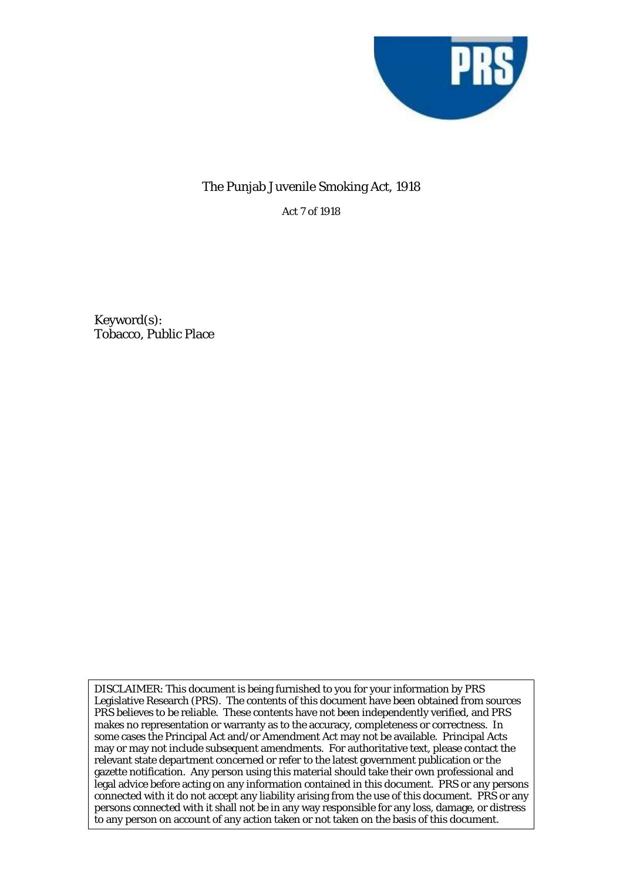# The Punjab Juvenile Smoking Act, 1918

Act 7 of 1918

Keyword(s):
Tobacco, Public Place

DISCLAIMER: This document is being furnished to you for your information by PRS Legislative Research (PRS). The contents of this document have been obtained from sources PRS believes to be reliable. These contents have not been independently verified, and PRS makes no representation or warranty as to the accuracy, completeness or correctness. In some cases the Principal Act and/or Amendment Act may not be available. Principal Acts may or may not include subsequent amendments. For authoritative text, please contact the relevant state department concerned or refer to the latest government publication or the gazette notification. Any person using this material should take their own professional and legal advice before acting on any information contained in this document. PRS or any persons connected with it do not accept any liability arising from the use of this document. PRS or any persons connected with it shall not be in any way responsible for any loss, damage, or distress to any person on account of any action taken or not taken on the basis of this document.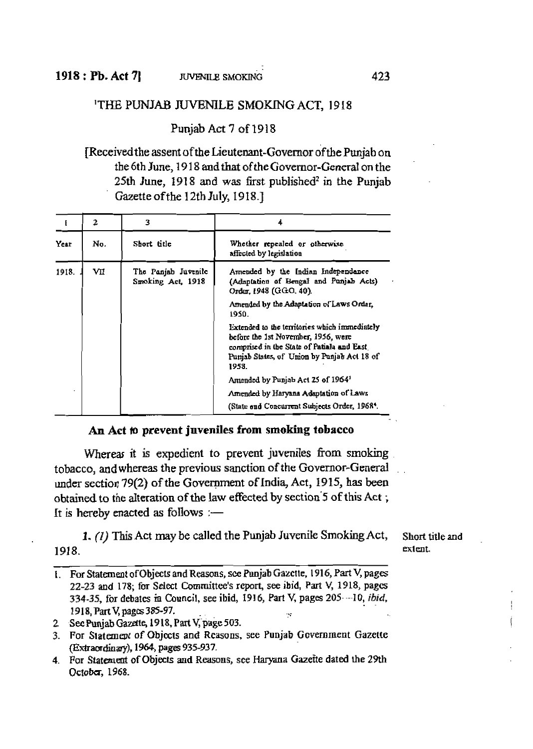# [1]THE PUNJAB JUVENILE SMOKING ACT, 1918

## Punjab Act 7 of 1918

[Received the assent of the Lieutenant-Governor of the Punjab on the 6th June, 1918 and that of the Governor-General on the 25th June, 1918 and was first published[2] in the Punjab Gazette of the 12th July, 1918.]

| 1 | 2 | 3 | 4 |
|---|---|---|---|
| Year | No. | Short title | Whether repealed or otherwise affected by legislation |
| 1918. | VII | The Punjab Juvenile Smoking Act, 1918 | Amended by the Indian Independance (Adaptation of Bengal and Punjab Acts) Order, 1948 (G.G.O. 40). |
| | | | Amended by the Adaptation of Laws Order, 1950. |
| | | | Extended to the territories which immediately before the 1st November, 1956, were comprised in the State of Patiala and East Punjab States, of Union by Punjab Act 18 of 1958. |
| | | | Amended by Punjab Act 25 of 1964[3] |
| | | | Amended by Haryana Adaptation of Laws (State and Concurrent Subjects Order, 1968[4]. |

### An Act to prevent juveniles from smoking tobacco

Whereas it is expedient to prevent juveniles from smoking tobacco, and whereas the previous sanction of the Governor-General under section 79(2) of the Government of India, Act, 1915, has been obtained to the alteration of the law effected by section 5 of this Act ; It is hereby enacted as follows :—

Short title and extent.

**1.** *(1)* This Act may be called the Punjab Juvenile Smoking Act, 1918.

---

1. For Statement of Objects and Reasons, see Punjab Gazette, 1916, Part V, pages 22-23 and 178; for Select Committee's report, see ibid, Part V, 1918, pages 334-35, for debates in Council, see ibid, 1916, Part V, pages 205—10, *ibid*, 1918, Part V, pages 385-97.
2. See Punjab Gazette, 1918, Part V, page 503.
3. For Statement of Objects and Reasons, see Punjab Government Gazette (Extraordinary), 1964, pages 935-937.
4. For Statement of Objects and Reasons, see Haryana Gazette dated the 29th October, 1968.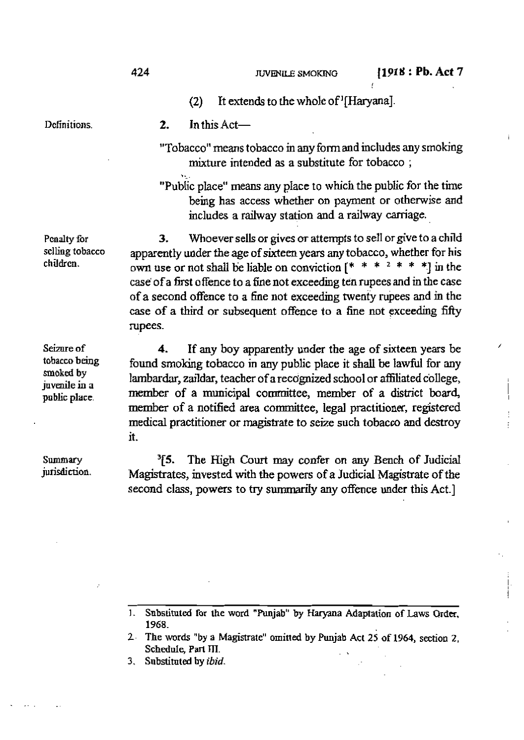(2) It extends to the whole of [1][Haryana].

Definitions.

**2.** In this Act—

"Tobacco" means tobacco in any form and includes any smoking mixture intended as a substitute for tobacco ;

"Public place" means any place to which the public for the time being has access whether on payment or otherwise and includes a railway station and a railway carriage.

Penalty for selling tobacco children.

**3.** Whoever sells or gives or attempts to sell or give to a child apparently under the age of sixteen years any tobacco, whether for his own use or not shall be liable on conviction [* * * [2] * * *] in the case of a first offence to a fine not exceeding ten rupees and in the case of a second offence to a fine not exceeding twenty rupees and in the case of a third or subsequent offence to a fine not exceeding fifty rupees.

Seizure of tobacco being smoked by juvenile in a public place.

**4.** If any boy apparently under the age of sixteen years be found smoking tobacco in any public place it shall be lawful for any lambardar, zaildar, teacher of a recognized school or affiliated college, member of a municipal committee, member of a district board, member of a notified area committee, legal practitioner, registered medical practitioner or magistrate to seize such tobacco and destroy it.

Summary jurisdiction.

[3][**5.** The High Court may confer on any Bench of Judicial Magistrates, invested with the powers of a Judicial Magistrate of the second class, powers to try summarily any offence under this Act.]

---

1. Substituted for the word "Punjab" by Haryana Adaptation of Laws Order, 1968.
2. The words "by a Magistrate" omitted by Punjab Act 25 of 1964, section 2, Schedule, Part III.
3. Substituted by *ibid*.